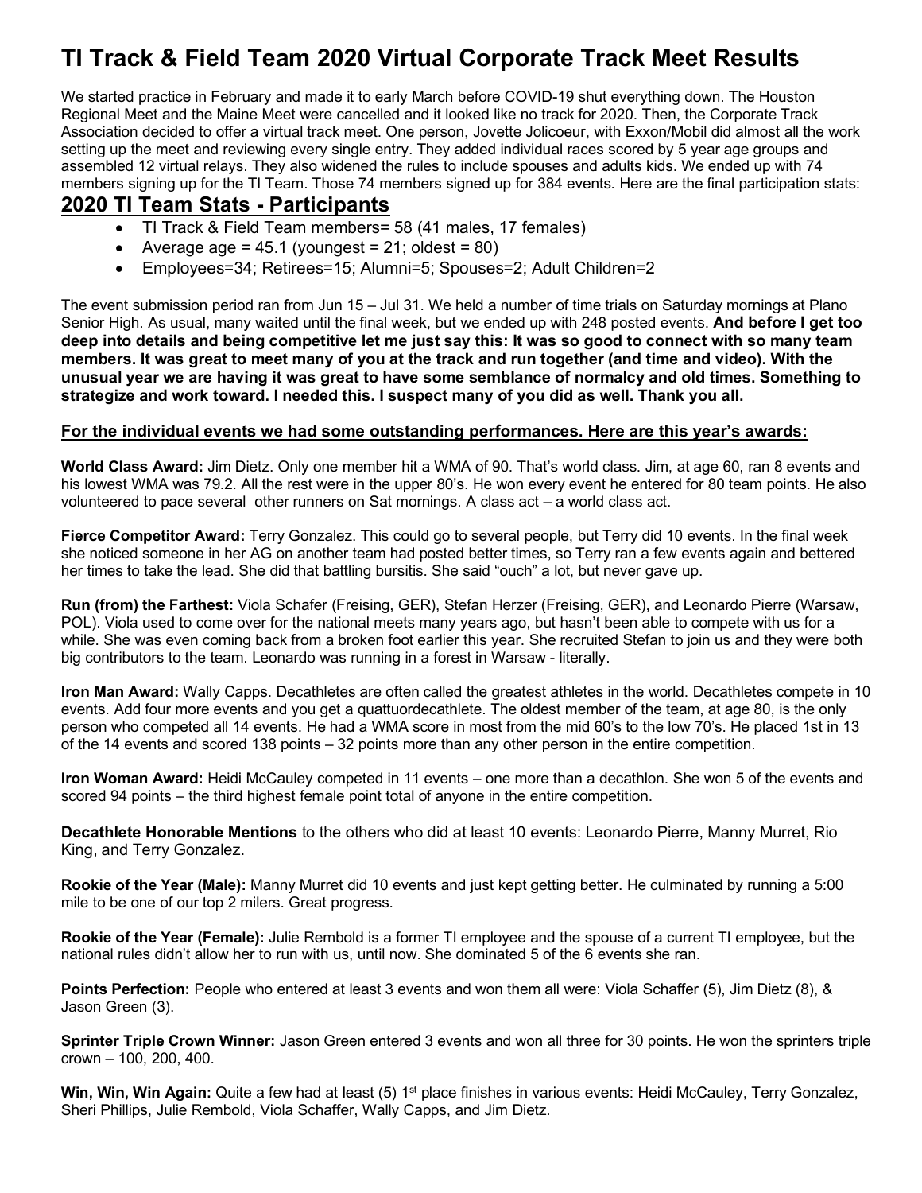# TI Track & Field Team 2020 Virtual Corporate Track Meet Results

We started practice in February and made it to early March before COVID-19 shut everything down. The Houston Regional Meet and the Maine Meet were cancelled and it looked like no track for 2020. Then, the Corporate Track Association decided to offer a virtual track meet. One person, Jovette Jolicoeur, with Exxon/Mobil did almost all the work setting up the meet and reviewing every single entry. They added individual races scored by 5 year age groups and assembled 12 virtual relays. They also widened the rules to include spouses and adults kids. We ended up with 74 members signing up for the TI Team. Those 74 members signed up for 384 events. Here are the final participation stats:

## 2020 TI Team Stats - Participants

- TI Track & Field Team members= 58 (41 males, 17 females)
- Average age = 45.1 (youngest = 21; oldest = 80)
- Employees=34; Retirees=15; Alumni=5; Spouses=2; Adult Children=2

The event submission period ran from Jun 15 – Jul 31. We held a number of time trials on Saturday mornings at Plano Senior High. As usual, many waited until the final week, but we ended up with 248 posted events. **And before I get too deep into details and being competitive let me just say this: It was so good to connect with so many team members. It was great to meet many of you at the track and run together (and time and video). With the unusual year we are having it was great to have some semblance of normalcy and old times. Something to strategize and work toward. I needed this. I suspect many of you did as well. Thank you all.**

**For the individual events we had some outstanding performances. Here are this year's awards:**

**World Class Award:** Jim Dietz. Only one member hit a WMA of 90. That's world class. Jim, at age 60, ran 8 events and his lowest WMA was 79.2. All the rest were in the upper 80's. He won every event he entered for 80 team points. He also volunteered to pace several other runners on Sat mornings. A class act – a world class act.

**Fierce Competitor Award:** Terry Gonzalez. This could go to several people, but Terry did 10 events. In the final week she noticed someone in her AG on another team had posted better times, so Terry ran a few events again and bettered her times to take the lead. She did that battling bursitis. She said "ouch" a lot, but never gave up.

**Run (from) the Farthest:** Viola Schafer (Freising, GER), Stefan Herzer (Freising, GER), and Leonardo Pierre (Warsaw, POL). Viola used to come over for the national meets many years ago, but hasn't been able to compete with us for a while. She was even coming back from a broken foot earlier this year. She recruited Stefan to join us and they were both big contributors to the team. Leonardo was running in a forest in Warsaw - literally.

**Iron Man Award:** Wally Capps. Decathletes are often called the greatest athletes in the world. Decathletes compete in 10 events. Add four more events and you get a quattuordecathlete. The oldest member of the team, at age 80, is the only person who competed all 14 events. He had a WMA score in most from the mid 60's to the low 70's. He placed 1st in 13 of the 14 events and scored 138 points – 32 points more than any other person in the entire competition.

**Iron Woman Award:** Heidi McCauley competed in 11 events – one more than a decathlon. She won 5 of the events and scored 94 points – the third highest female point total of anyone in the entire competition.

**Decathlete Honorable Mentions** to the others who did at least 10 events: Leonardo Pierre, Manny Murret, Rio King, and Terry Gonzalez.

**Rookie of the Year (Male):** Manny Murret did 10 events and just kept getting better. He culminated by running a 5:00 mile to be one of our top 2 milers. Great progress.

**Rookie of the Year (Female):** Julie Rembold is a former TI employee and the spouse of a current TI employee, but the national rules didn't allow her to run with us, until now. She dominated 5 of the 6 events she ran.

**Points Perfection:** People who entered at least 3 events and won them all were: Viola Schaffer (5), Jim Dietz (8), & Jason Green (3).

**Sprinter Triple Crown Winner:** Jason Green entered 3 events and won all three for 30 points. He won the sprinters triple crown – 100, 200, 400.

**Win, Win, Win Again:** Quite a few had at least (5) 1st place finishes in various events: Heidi McCauley, Terry Gonzalez, Sheri Phillips, Julie Rembold, Viola Schaffer, Wally Capps, and Jim Dietz.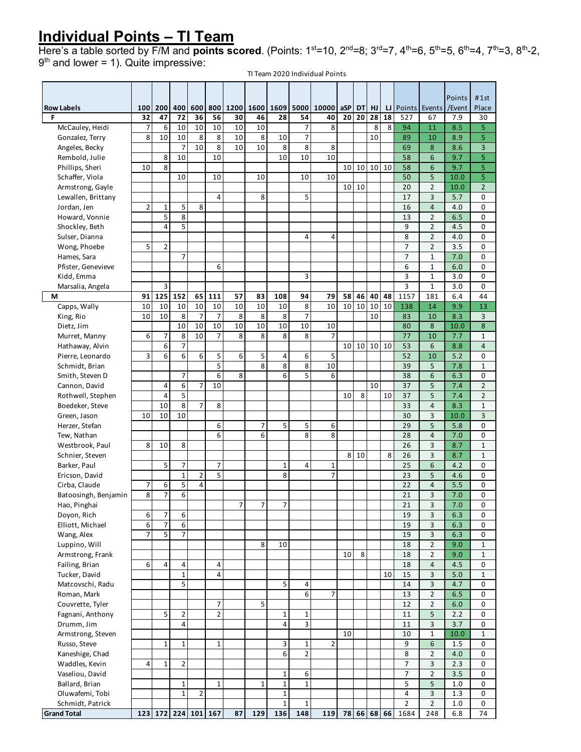# Individual Points – TI Team

Here's a table sorted by F/M and **points scored**. (Points: 1st=10, 2nd=8; 3rd=7, 4th=6, 5th=5, 6th=4, 7th=3, 8th-2, 9th and lower = 1). Quite impressive:

TI Team 2020 Individual Points

| Row Labels | 100 | 200 | 400 | 600 | 800 | 1200 | 1600 | 1609 | 5000 | 10000 | aSP | DT | HJ | LJ | Points | Events | Points /Event | #1st Place |
|---|---|---|---|---|---|---|---|---|---|---|---|---|---|---|---|---|---|---|
| **F** | **32** | **47** | **72** | **36** | **56** | **30** | **46** | **28** | **54** | **40** | **20** | **20** | **28** | **18** | 527 | 67 | 7.9 | 30 |
| McCauley, Heidi | 7 | 6 | 10 | 10 | 10 | 10 | 10 | | 7 | 8 | | | 8 | 8 | 94 | 11 | 8.5 | 5 |
| Gonzalez, Terry | 8 | 10 | 10 | 8 | 8 | 10 | 8 | 10 | 7 | | | | 10 | | 89 | 10 | 8.9 | 5 |
| Angeles, Becky | | | 7 | 10 | 8 | 10 | 10 | 8 | 8 | 8 | | | | | 69 | 8 | 8.6 | 3 |
| Rembold, Julie | | 8 | 10 | | 10 | | | 10 | 10 | 10 | | | | | 58 | 6 | 9.7 | 5 |
| Phillips, Sheri | 10 | 8 | | | | | | | | | 10 | 10 | 10 | 10 | 58 | 6 | 9.7 | 5 |
| Schaffer, Viola | | | 10 | | 10 | | 10 | | 10 | 10 | | | | | 50 | 5 | 10.0 | 5 |
| Armstrong, Gayle | | | | | | | | | | | 10 | 10 | | | 20 | 2 | 10.0 | 2 |
| Lewallen, Brittany | | | | | 4 | | 8 | | 5 | | | | | | 17 | 3 | 5.7 | 0 |
| Jordan, Jen | 2 | 1 | 5 | 8 | | | | | | | | | | | 16 | 4 | 4.0 | 0 |
| Howard, Vonnie | | 5 | 8 | | | | | | | | | | | | 13 | 2 | 6.5 | 0 |
| Shockley, Beth | | 4 | 5 | | | | | | | | | | | | 9 | 2 | 4.5 | 0 |
| Sulser, Dianna | | | | | | | | | 4 | 4 | | | | | 8 | 2 | 4.0 | 0 |
| Wong, Phoebe | 5 | 2 | | | | | | | | | | | | | 7 | 2 | 3.5 | 0 |
| Hames, Sara | | | 7 | | | | | | | | | | | | 7 | 1 | 7.0 | 0 |
| Pfister, Genevieve | | | | | 6 | | | | | | | | | | 6 | 1 | 6.0 | 0 |
| Kidd, Emma | | | | | | | | | 3 | | | | | | 3 | 1 | 3.0 | 0 |
| Marsalia, Angela | | 3 | | | | | | | | | | | | | 3 | 1 | 3.0 | 0 |
| **M** | **91** | **125** | **152** | **65** | **111** | **57** | **83** | **108** | **94** | **79** | **58** | **46** | **40** | **48** | 1157 | 181 | 6.4 | 44 |
| Capps, Wally | 10 | 10 | 10 | 10 | 10 | 10 | 10 | 10 | 8 | 10 | 10 | 10 | 10 | 10 | 138 | 14 | 9.9 | 13 |
| King, Rio | 10 | 10 | 8 | 7 | 7 | 8 | 8 | 8 | 7 | | | | 10 | | 83 | 10 | 8.3 | 3 |
| Dietz, Jim | | | 10 | 10 | 10 | 10 | 10 | 10 | 10 | 10 | | | | | 80 | 8 | 10.0 | 8 |
| Murret, Manny | 6 | 7 | 8 | 10 | 7 | 8 | 8 | 8 | 8 | 7 | | | | | 77 | 10 | 7.7 | 1 |
| Hathaway, Alvin | | 6 | 7 | | | | | | | | 10 | 10 | 10 | 10 | 53 | 6 | 8.8 | 4 |
| Pierre, Leonardo | 3 | 6 | 6 | 6 | 5 | 6 | 5 | 4 | 6 | 5 | | | | | 52 | 10 | 5.2 | 0 |
| Schmidt, Brian | | | | | 5 | | 8 | 8 | 8 | 10 | | | | | 39 | 5 | 7.8 | 1 |
| Smith, Steven D | | | 7 | | 6 | 8 | | 6 | 5 | 6 | | | | | 38 | 6 | 6.3 | 0 |
| Cannon, David | | 4 | 6 | 7 | 10 | | | | | | | | 10 | | 37 | 5 | 7.4 | 2 |
| Rothwell, Stephen | | 4 | 5 | | | | | | | | 10 | 8 | | 10 | 37 | 5 | 7.4 | 2 |
| Boedeker, Steve | | 10 | 8 | 7 | 8 | | | | | | | | | | 33 | 4 | 8.3 | 1 |
| Green, Jason | 10 | 10 | 10 | | | | | | | | | | | | 30 | 3 | 10.0 | 3 |
| Herzer, Stefan | | | | | 6 | | 7 | 5 | 5 | 6 | | | | | 29 | 5 | 5.8 | 0 |
| Tew, Nathan | | | | | 6 | | 6 | | 8 | 8 | | | | | 28 | 4 | 7.0 | 0 |
| Westbrook, Paul | 8 | 10 | 8 | | | | | | | | | | | | 26 | 3 | 8.7 | 1 |
| Schnier, Steven | | | | | | | | | | | 8 | 10 | | 8 | 26 | 3 | 8.7 | 1 |
| Barker, Paul | | 5 | 7 | | 7 | | | 1 | 4 | 1 | | | | | 25 | 6 | 4.2 | 0 |
| Ericson, David | | | 1 | 2 | 5 | | | 8 | | 7 | | | | | 23 | 5 | 4.6 | 0 |
| Cirba, Claude | 7 | 6 | 5 | 4 | | | | | | | | | | | 22 | 4 | 5.5 | 0 |
| Batoosingh, Benjamin | 8 | 7 | 6 | | | | | | | | | | | | 21 | 3 | 7.0 | 0 |
| Hao, Pinghai | | | | | | 7 | 7 | 7 | | | | | | | 21 | 3 | 7.0 | 0 |
| Doyon, Rich | 6 | 7 | 6 | | | | | | | | | | | | 19 | 3 | 6.3 | 0 |
| Elliott, Michael | 6 | 7 | 6 | | | | | | | | | | | | 19 | 3 | 6.3 | 0 |
| Wang, Alex | 7 | 5 | 7 | | | | | | | | | | | | 19 | 3 | 6.3 | 0 |
| Luppino, Will | | | | | | | 8 | 10 | | | | | | | 18 | 2 | 9.0 | 1 |
| Armstrong, Frank | | | | | | | | | | | 10 | 8 | | | 18 | 2 | 9.0 | 1 |
| Failing, Brian | 6 | 4 | 4 | | 4 | | | | | | | | | | 18 | 4 | 4.5 | 0 |
| Tucker, David | | | 1 | | 4 | | | | | | | | | 10 | 15 | 3 | 5.0 | 1 |
| Matcovschi, Radu | | | 5 | | | | | 5 | 4 | | | | | | 14 | 3 | 4.7 | 0 |
| Roman, Mark | | | | | | | | | 6 | 7 | | | | | 13 | 2 | 6.5 | 0 |
| Couvrette, Tyler | | | | | 7 | | 5 | | | | | | | | 12 | 2 | 6.0 | 0 |
| Fagnani, Anthony | | 5 | 2 | | 2 | | | 1 | 1 | | | | | | 11 | 5 | 2.2 | 0 |
| Drumm, Jim | | | 4 | | | | | 4 | 3 | | | | | | 11 | 3 | 3.7 | 0 |
| Armstrong, Steven | | | | | | | | | | | 10 | | | | 10 | 1 | 10.0 | 1 |
| Russo, Steve | | 1 | 1 | | 1 | | | 3 | 1 | 2 | | | | | 9 | 6 | 1.5 | 0 |
| Kaneshige, Chad | | | | | | | | 6 | 2 | | | | | | 8 | 2 | 4.0 | 0 |
| Waddles, Kevin | 4 | 1 | 2 | | | | | | | | | | | | 7 | 3 | 2.3 | 0 |
| Vaseliou, David | | | | | | | | 1 | 6 | | | | | | 7 | 2 | 3.5 | 0 |
| Ballard, Brian | | | 1 | | 1 | | 1 | 1 | 1 | | | | | | 5 | 5 | 1.0 | 0 |
| Oluwafemi, Tobi | | | 1 | 2 | | | | 1 | | | | | | | 4 | 3 | 1.3 | 0 |
| Schmidt, Patrick | | | | | | | | 1 | 1 | | | | | | 2 | 2 | 1.0 | 0 |
| **Grand Total** | **123** | **172** | **224** | **101** | **167** | **87** | **129** | **136** | **148** | **119** | **78** | **66** | **68** | **66** | 1684 | 248 | 6.8 | 74 |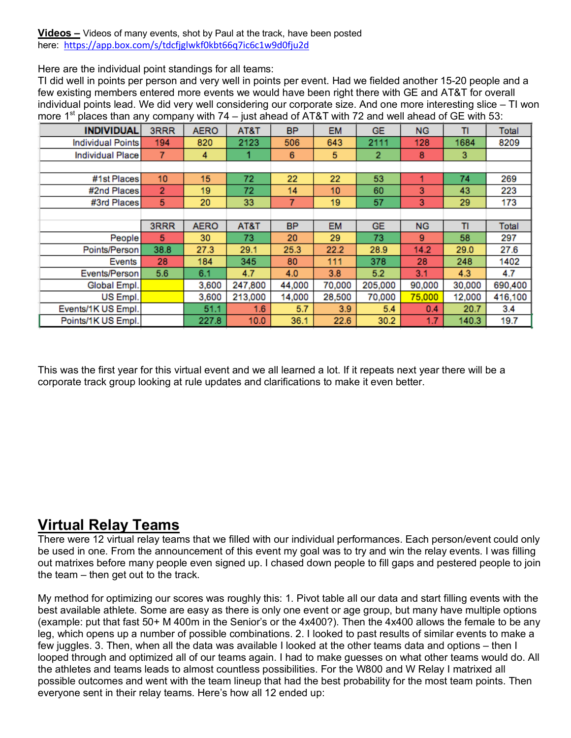**Videos –** Videos of many events, shot by Paul at the track, have been posted here: https://app.box.com/s/tdcfjglwkf0kbt66q7ic6c1w9d0fju2d

Here are the individual point standings for all teams:
TI did well in points per person and very well in points per event. Had we fielded another 15-20 people and a few existing members entered more events we would have been right there with GE and AT&T for overall individual points lead. We did very well considering our corporate size. And one more interesting slice – TI won more 1st places than any company with 74 – just ahead of AT&T with 72 and well ahead of GE with 53:

| INDIVIDUAL | 3RRR | AERO | AT&T | BP | EM | GE | NG | TI | Total |
|---|---|---|---|---|---|---|---|---|---|
| Individual Points | 194 | 820 | 2123 | 506 | 643 | 2111 | 128 | 1684 | 8209 |
| Individual Place | 7 | 4 | 1 | 6 | 5 | 2 | 8 | 3 | |
| | | | | | | | | | |
| #1st Places | 10 | 15 | 72 | 22 | 22 | 53 | 1 | 74 | 269 |
| #2nd Places | 2 | 19 | 72 | 14 | 10 | 60 | 3 | 43 | 223 |
| #3rd Places | 5 | 20 | 33 | 7 | 19 | 57 | 3 | 29 | 173 |
| | | | | | | | | | |
| | 3RRR | AERO | AT&T | BP | EM | GE | NG | TI | Total |
| People | 5 | 30 | 73 | 20 | 29 | 73 | 9 | 58 | 297 |
| Points/Person | 38.8 | 27.3 | 29.1 | 25.3 | 22.2 | 28.9 | 14.2 | 29.0 | 27.6 |
| Events | 28 | 184 | 345 | 80 | 111 | 378 | 28 | 248 | 1402 |
| Events/Person | 5.6 | 6.1 | 4.7 | 4.0 | 3.8 | 5.2 | 3.1 | 4.3 | 4.7 |
| Global Empl. | | 3,600 | 247,800 | 44,000 | 70,000 | 205,000 | 90,000 | 30,000 | 690,400 |
| US Empl. | | 3,600 | 213,000 | 14,000 | 28,500 | 70,000 | 75,000 | 12,000 | 416,100 |
| Events/1K US Empl. | | 51.1 | 1.6 | 5.7 | 3.9 | 5.4 | 0.4 | 20.7 | 3.4 |
| Points/1K US Empl. | | 227.8 | 10.0 | 36.1 | 22.6 | 30.2 | 1.7 | 140.3 | 19.7 |

This was the first year for this virtual event and we all learned a lot. If it repeats next year there will be a corporate track group looking at rule updates and clarifications to make it even better.

## Virtual Relay Teams

There were 12 virtual relay teams that we filled with our individual performances. Each person/event could only be used in one. From the announcement of this event my goal was to try and win the relay events. I was filling out matrixes before many people even signed up. I chased down people to fill gaps and pestered people to join the team – then get out to the track.

My method for optimizing our scores was roughly this: 1. Pivot table all our data and start filling events with the best available athlete. Some are easy as there is only one event or age group, but many have multiple options (example: put that fast 50+ M 400m in the Senior's or the 4x400?). Then the 4x400 allows the female to be any leg, which opens up a number of possible combinations. 2. I looked to past results of similar events to make a few juggles. 3. Then, when all the data was available I looked at the other teams data and options – then I looped through and optimized all of our teams again. I had to make guesses on what other teams would do. All the athletes and teams leads to almost countless possibilities. For the W800 and W Relay I matrixed all possible outcomes and went with the team lineup that had the best probability for the most team points. Then everyone sent in their relay teams. Here's how all 12 ended up: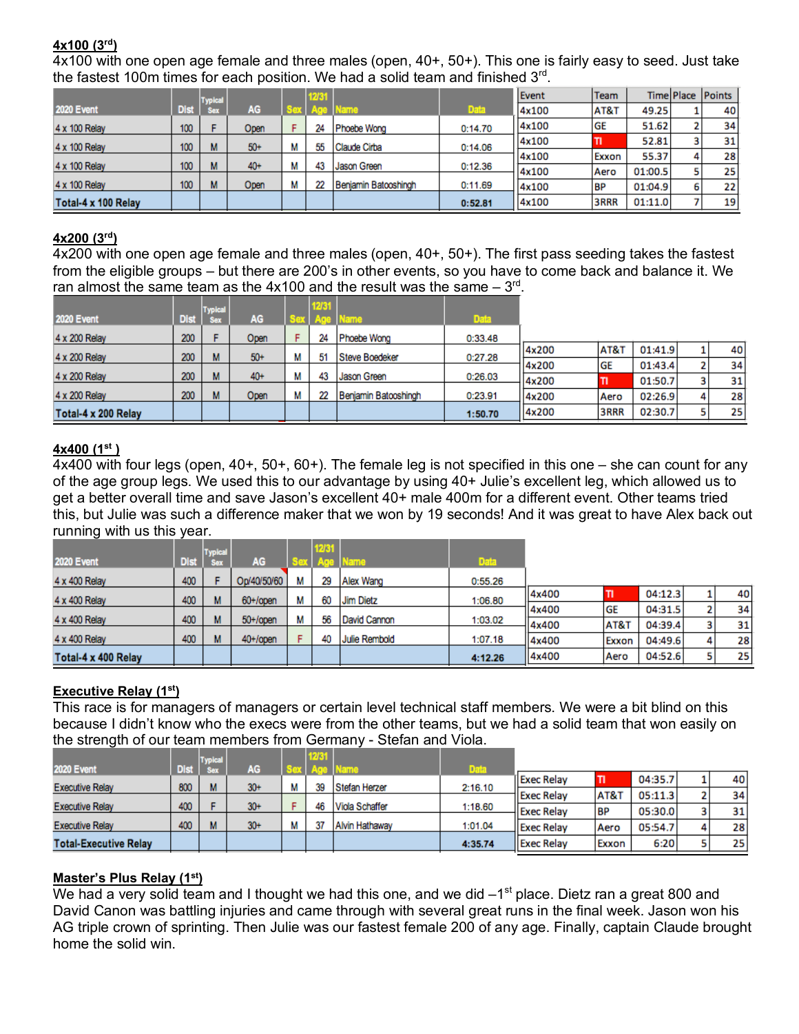**4x100 (3rd)**

4x100 with one open age female and three males (open, 40+, 50+). This one is fairly easy to seed. Just take the fastest 100m times for each position. We had a solid team and finished 3rd.

| 2020 Event | Dist | Typical Sex | AG | Sex | 12/31 Age | Name | Data |
|---|---|---|---|---|---|---|---|
| 4 x 100 Relay | 100 | F | Open | F | 24 | Phoebe Wong | 0:14.70 |
| 4 x 100 Relay | 100 | M | 50+ | M | 55 | Claude Cirba | 0:14.06 |
| 4 x 100 Relay | 100 | M | 40+ | M | 43 | Jason Green | 0:12.36 |
| 4 x 100 Relay | 100 | M | Open | M | 22 | Benjamin Batooshingh | 0:11.69 |
| **Total-4 x 100 Relay** | | | | | | | **0:52.81** |

| Event | Team | Time | Place | Points |
|---|---|---|---|---|
| 4x100 | AT&T | 49.25 | 1 | 40 |
| 4x100 | GE | 51.62 | 2 | 34 |
| 4x100 | TI | 52.81 | 3 | 31 |
| 4x100 | Exxon | 55.37 | 4 | 28 |
| 4x100 | Aero | 01:00.5 | 5 | 25 |
| 4x100 | BP | 01:04.9 | 6 | 22 |
| 4x100 | 3RRR | 01:11.0 | 7 | 19 |

**4x200 (3rd)**

4x200 with one open age female and three males (open, 40+, 50+). The first pass seeding takes the fastest from the eligible groups – but there are 200's in other events, so you have to come back and balance it. We ran almost the same team as the 4x100 and the result was the same – 3rd.

| 2020 Event | Dist | Typical Sex | AG | Sex | 12/31 Age | Name | Data |
|---|---|---|---|---|---|---|---|
| 4 x 200 Relay | 200 | F | Open | F | 24 | Phoebe Wong | 0:33.48 |
| 4 x 200 Relay | 200 | M | 50+ | M | 51 | Steve Boedeker | 0:27.28 |
| 4 x 200 Relay | 200 | M | 40+ | M | 43 | Jason Green | 0:26.03 |
| 4 x 200 Relay | 200 | M | Open | M | 22 | Benjamin Batooshingh | 0:23.91 |
| **Total-4 x 200 Relay** | | | | | | | **1:50.70** |

| Event | Team | Time | Place | Points |
|---|---|---|---|---|
| 4x200 | AT&T | 01:41.9 | 1 | 40 |
| 4x200 | GE | 01:43.4 | 2 | 34 |
| 4x200 | TI | 01:50.7 | 3 | 31 |
| 4x200 | Aero | 02:26.9 | 4 | 28 |
| 4x200 | 3RRR | 02:30.7 | 5 | 25 |

**4x400 (1st )**

4x400 with four legs (open, 40+, 50+, 60+). The female leg is not specified in this one – she can count for any of the age group legs. We used this to our advantage by using 40+ Julie's excellent leg, which allowed us to get a better overall time and save Jason's excellent 40+ male 400m for a different event. Other teams tried this, but Julie was such a difference maker that we won by 19 seconds! And it was great to have Alex back out running with us this year.

| 2020 Event | Dist | Typical Sex | AG | Sex | 12/31 Age | Name | Data |
|---|---|---|---|---|---|---|---|
| 4 x 400 Relay | 400 | F | Op/40/50/60 | M | 29 | Alex Wang | 0:55.26 |
| 4 x 400 Relay | 400 | M | 60+/open | M | 60 | Jim Dietz | 1:06.80 |
| 4 x 400 Relay | 400 | M | 50+/open | M | 56 | David Cannon | 1:03.02 |
| 4 x 400 Relay | 400 | M | 40+/open | F | 40 | Julie Rembold | 1:07.18 |
| **Total-4 x 400 Relay** | | | | | | | **4:12.26** |

| Event | Team | Time | Place | Points |
|---|---|---|---|---|
| 4x400 | TI | 04:12.3 | 1 | 40 |
| 4x400 | GE | 04:31.5 | 2 | 34 |
| 4x400 | AT&T | 04:39.4 | 3 | 31 |
| 4x400 | Exxon | 04:49.6 | 4 | 28 |
| 4x400 | Aero | 04:52.6 | 5 | 25 |

**Executive Relay (1st)**

This race is for managers of managers or certain level technical staff members. We were a bit blind on this because I didn't know who the execs were from the other teams, but we had a solid team that won easily on the strength of our team members from Germany - Stefan and Viola.

| 2020 Event | Dist | Typical Sex | AG | Sex | 12/31 Age | Name | Data |
|---|---|---|---|---|---|---|---|
| Executive Relay | 800 | M | 30+ | M | 39 | Stefan Herzer | 2:16.10 |
| Executive Relay | 400 | F | 30+ | F | 46 | Viola Schaffer | 1:18.60 |
| Executive Relay | 400 | M | 30+ | M | 37 | Alvin Hathaway | 1:01.04 |
| **Total-Executive Relay** | | | | | | | **4:35.74** |

| Event | Team | Time | Place | Points |
|---|---|---|---|---|
| Exec Relay | TI | 04:35.7 | 1 | 40 |
| Exec Relay | AT&T | 05:11.3 | 2 | 34 |
| Exec Relay | BP | 05:30.0 | 3 | 31 |
| Exec Relay | Aero | 05:54.7 | 4 | 28 |
| Exec Relay | Exxon | 6:20 | 5 | 25 |

**Master's Plus Relay (1st)**

We had a very solid team and I thought we had this one, and we did –1st place. Dietz ran a great 800 and David Canon was battling injuries and came through with several great runs in the final week. Jason won his AG triple crown of sprinting. Then Julie was our fastest female 200 of any age. Finally, captain Claude brought home the solid win.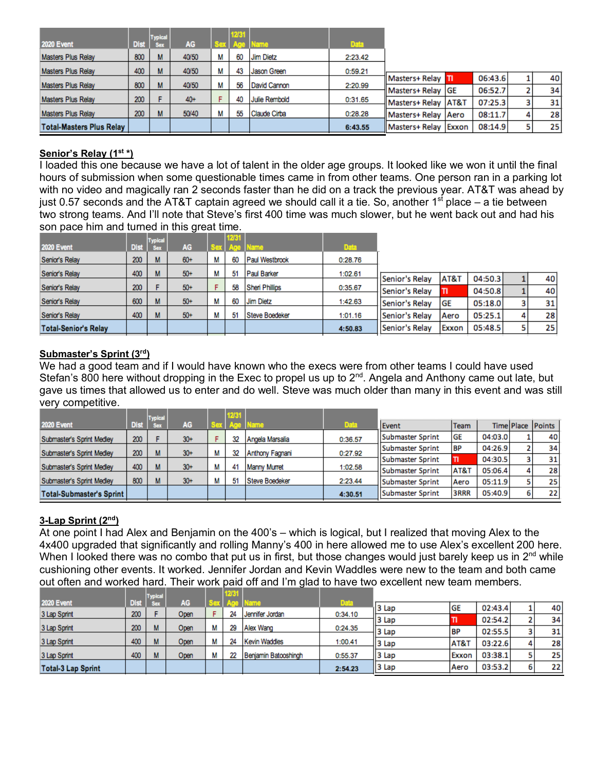| 2020 Event | Dist | Typical Sex | AG | Sex | 12/31 Age | Name | Data |
|---|---|---|---|---|---|---|---|
| Masters Plus Relay | 800 | M | 40/50 | M | 60 | Jim Dietz | 2:23.42 |
| Masters Plus Relay | 400 | M | 40/50 | M | 43 | Jason Green | 0:59.21 |
| Masters Plus Relay | 800 | M | 40/50 | M | 56 | David Cannon | 2:20.99 |
| Masters Plus Relay | 200 | F | 40+ | F | 40 | Julie Rembold | 0:31.65 |
| Masters Plus Relay | 200 | M | 50/40 | M | 55 | Claude Cirba | 0:28.28 |
| **Total-Masters Plus Relay** | | | | | | | **6:43.55** |

| | | | | |
|---|---|---|---|---|
| Masters+ Relay | TI | 06:43.6 | 1 | 40 |
| Masters+ Relay | GE | 06:52.7 | 2 | 34 |
| Masters+ Relay | AT&T | 07:25.3 | 3 | 31 |
| Masters+ Relay | Aero | 08:11.7 | 4 | 28 |
| Masters+ Relay | Exxon | 08:14.9 | 5 | 25 |

**Senior's Relay (1st *)**

I loaded this one because we have a lot of talent in the older age groups. It looked like we won it until the final hours of submission when some questionable times came in from other teams. One person ran in a parking lot with no video and magically ran 2 seconds faster than he did on a track the previous year. AT&T was ahead by just 0.57 seconds and the AT&T captain agreed we should call it a tie. So, another 1st place – a tie between two strong teams. And I'll note that Steve's first 400 time was much slower, but he went back out and had his son pace him and turned in this great time.

| 2020 Event | Dist | Typical Sex | AG | Sex | 12/31 Age | Name | Data |
|---|---|---|---|---|---|---|---|
| Senior's Relay | 200 | M | 60+ | M | 60 | Paul Westbrook | 0:28.76 |
| Senior's Relay | 400 | M | 50+ | M | 51 | Paul Barker | 1:02.61 |
| Senior's Relay | 200 | F | 50+ | F | 58 | Sheri Phillips | 0:35.67 |
| Senior's Relay | 600 | M | 50+ | M | 60 | Jim Dietz | 1:42.63 |
| Senior's Relay | 400 | M | 50+ | M | 51 | Steve Boedeker | 1:01.16 |
| **Total-Senior's Relay** | | | | | | | **4:50.83** |

| | | | | |
|---|---|---|---|---|
| Senior's Relay | AT&T | 04:50.3 | 1 | 40 |
| Senior's Relay | TI | 04:50.8 | 1 | 40 |
| Senior's Relay | GE | 05:18.0 | 3 | 31 |
| Senior's Relay | Aero | 05:25.1 | 4 | 28 |
| Senior's Relay | Exxon | 05:48.5 | 5 | 25 |

**Submaster's Sprint (3rd)**

We had a good team and if I would have known who the execs were from other teams I could have used Stefan's 800 here without dropping in the Exec to propel us up to 2nd. Angela and Anthony came out late, but gave us times that allowed us to enter and do well. Steve was much older than many in this event and was still very competitive.

| 2020 Event | Dist | Typical Sex | AG | Sex | 12/31 Age | Name | Data |
|---|---|---|---|---|---|---|---|
| Submaster's Sprint Medley | 200 | F | 30+ | F | 32 | Angela Marsalia | 0:36.57 |
| Submaster's Sprint Medley | 200 | M | 30+ | M | 32 | Anthony Fagnani | 0:27.92 |
| Submaster's Sprint Medley | 400 | M | 30+ | M | 41 | Manny Murret | 1:02.58 |
| Submaster's Sprint Medley | 800 | M | 30+ | M | 51 | Steve Boedeker | 2:23.44 |
| **Total-Submaster's Sprint** | | | | | | | **4:30.51** |

| Event | Team | Time | Place | Points |
|---|---|---|---|---|
| Submaster Sprint | GE | 04:03.0 | 1 | 40 |
| Submaster Sprint | BP | 04:26.9 | 2 | 34 |
| Submaster Sprint | TI | 04:30.5 | 3 | 31 |
| Submaster Sprint | AT&T | 05:06.4 | 4 | 28 |
| Submaster Sprint | Aero | 05:11.9 | 5 | 25 |
| Submaster Sprint | 3RRR | 05:40.9 | 6 | 22 |

**3-Lap Sprint (2nd)**

At one point I had Alex and Benjamin on the 400's – which is logical, but I realized that moving Alex to the 4x400 upgraded that significantly and rolling Manny's 400 in here allowed me to use Alex's excellent 200 here. When I looked there was no combo that put us in first, but those changes would just barely keep us in 2nd while cushioning other events. It worked. Jennifer Jordan and Kevin Waddles were new to the team and both came out often and worked hard. Their work paid off and I'm glad to have two excellent new team members.

| 2020 Event | Dist | Typical Sex | AG | Sex | 12/31 Age | Name | Data |
|---|---|---|---|---|---|---|---|
| 3 Lap Sprint | 200 | F | Open | F | 24 | Jennifer Jordan | 0:34.10 |
| 3 Lap Sprint | 200 | M | Open | M | 29 | Alex Wang | 0:24.35 |
| 3 Lap Sprint | 400 | M | Open | M | 24 | Kevin Waddles | 1:00.41 |
| 3 Lap Sprint | 400 | M | Open | M | 22 | Benjamin Batooshingh | 0:55.37 |
| **Total-3 Lap Sprint** | | | | | | | **2:54.23** |

| | | | | |
|---|---|---|---|---|
| 3 Lap | GE | 02:43.4 | 1 | 40 |
| 3 Lap | TI | 02:54.2 | 2 | 34 |
| 3 Lap | BP | 02:55.5 | 3 | 31 |
| 3 Lap | AT&T | 03:22.6 | 4 | 28 |
| 3 Lap | Exxon | 03:38.1 | 5 | 25 |
| 3 Lap | Aero | 03:53.2 | 6 | 22 |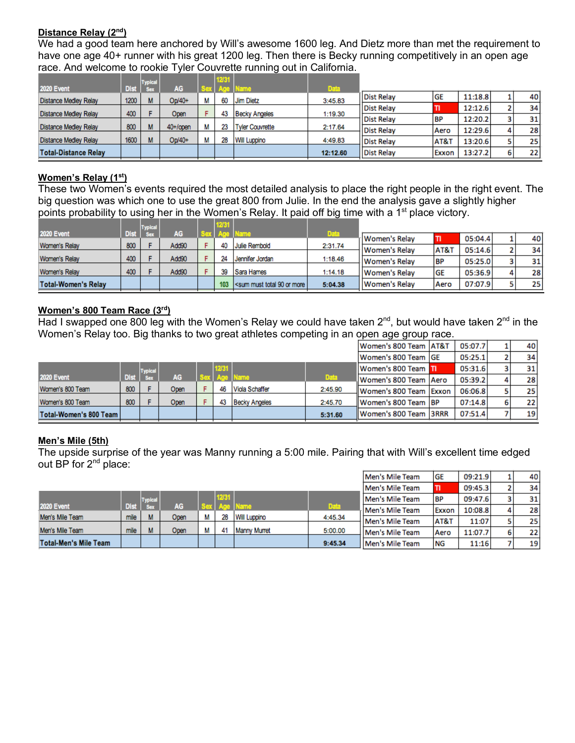## Distance Relay (2nd)

We had a good team here anchored by Will's awesome 1600 leg. And Dietz more than met the requirement to have one age 40+ runner with his great 1200 leg. Then there is Becky running competitively in an open age race. And welcome to rookie Tyler Couvrette running out in California.

| 2020 Event | Dist | Typical Sex | AG | Sex | 12/31 Age | Name | Data |
|---|---|---|---|---|---|---|---|
| Distance Medley Relay | 1200 | M | Op/40+ | M | 60 | Jim Dietz | 3:45.83 |
| Distance Medley Relay | 400 | F | Open | F | 43 | Becky Angeles | 1:19.30 |
| Distance Medley Relay | 800 | M | 40+/open | M | 23 | Tyler Couvrette | 2:17.64 |
| Distance Medley Relay | 1600 | M | Op/40+ | M | 28 | Will Luppino | 4:49.83 |
| Total-Distance Relay | | | | | | | 12:12.60 |

| Event | Team | Time | Place | Points |
|---|---|---|---|---|
| Dist Relay | GE | 11:18.8 | 1 | 40 |
| Dist Relay | TI | 12:12.6 | 2 | 34 |
| Dist Relay | BP | 12:20.2 | 3 | 31 |
| Dist Relay | Aero | 12:29.6 | 4 | 28 |
| Dist Relay | AT&T | 13:20.6 | 5 | 25 |
| Dist Relay | Exxon | 13:27.2 | 6 | 22 |

## Women's Relay (1st)

These two Women's events required the most detailed analysis to place the right people in the right event. The big question was which one to use the great 800 from Julie. In the end the analysis gave a slightly higher points probability to using her in the Women's Relay. It paid off big time with a 1st place victory.

| 2020 Event | Dist | Typical Sex | AG | Sex | 12/31 Age | Name | Data |
|---|---|---|---|---|---|---|---|
| Women's Relay | 800 | F | Add90 | F | 40 | Julie Rembold | 2:31.74 |
| Women's Relay | 400 | F | Add90 | F | 24 | Jennifer Jordan | 1:18.46 |
| Women's Relay | 400 | F | Add90 | F | 39 | Sara Hames | 1:14.18 |
| Total-Women's Relay | | | | | 103 | <sum must total 90 or more | 5:04.38 |

| Event | Team | Time | Place | Points |
|---|---|---|---|---|
| Women's Relay | TI | 05:04.4 | 1 | 40 |
| Women's Relay | AT&T | 05:14.6 | 2 | 34 |
| Women's Relay | BP | 05:25.0 | 3 | 31 |
| Women's Relay | GE | 05:36.9 | 4 | 28 |
| Women's Relay | Aero | 07:07.9 | 5 | 25 |

## Women's 800 Team Race (3rd)

Had I swapped one 800 leg with the Women's Relay we could have taken 2nd, but would have taken 2nd in the Women's Relay too. Big thanks to two great athletes competing in an open age group race.

| 2020 Event | Dist | Typical Sex | AG | Sex | 12/31 Age | Name | Data |
|---|---|---|---|---|---|---|---|
| Women's 800 Team | 800 | F | Open | F | 46 | Viola Schaffer | 2:45.90 |
| Women's 800 Team | 800 | F | Open | F | 43 | Becky Angeles | 2:45.70 |
| Total-Women's 800 Team | | | | | | | 5:31.60 |

| Event | Team | Time | Place | Points |
|---|---|---|---|---|
| Women's 800 Team | AT&T | 05:07.7 | 1 | 40 |
| Women's 800 Team | GE | 05:25.1 | 2 | 34 |
| Women's 800 Team | TI | 05:31.6 | 3 | 31 |
| Women's 800 Team | Aero | 05:39.2 | 4 | 28 |
| Women's 800 Team | Exxon | 06:06.8 | 5 | 25 |
| Women's 800 Team | BP | 07:14.8 | 6 | 22 |
| Women's 800 Team | 3RRR | 07:51.4 | 7 | 19 |

## Men's Mile (5th)

The upside surprise of the year was Manny running a 5:00 mile. Pairing that with Will's excellent time edged out BP for 2nd place:

| 2020 Event | Dist | Typical Sex | AG | Sex | 12/31 Age | Name | Data |
|---|---|---|---|---|---|---|---|
| Men's Mile Team | mile | M | Open | M | 28 | Will Luppino | 4:45.34 |
| Men's Mile Team | mile | M | Open | M | 41 | Manny Murret | 5:00.00 |
| Total-Men's Mile Team | | | | | | | 9:45.34 |

| Event | Team | Time | Place | Points |
|---|---|---|---|---|
| Men's Mile Team | GE | 09:21.9 | 1 | 40 |
| Men's Mile Team | TI | 09:45.3 | 2 | 34 |
| Men's Mile Team | BP | 09:47.6 | 3 | 31 |
| Men's Mile Team | Exxon | 10:08.8 | 4 | 28 |
| Men's Mile Team | AT&T | 11:07 | 5 | 25 |
| Men's Mile Team | Aero | 11:07.7 | 6 | 22 |
| Men's Mile Team | NG | 11:16 | 7 | 19 |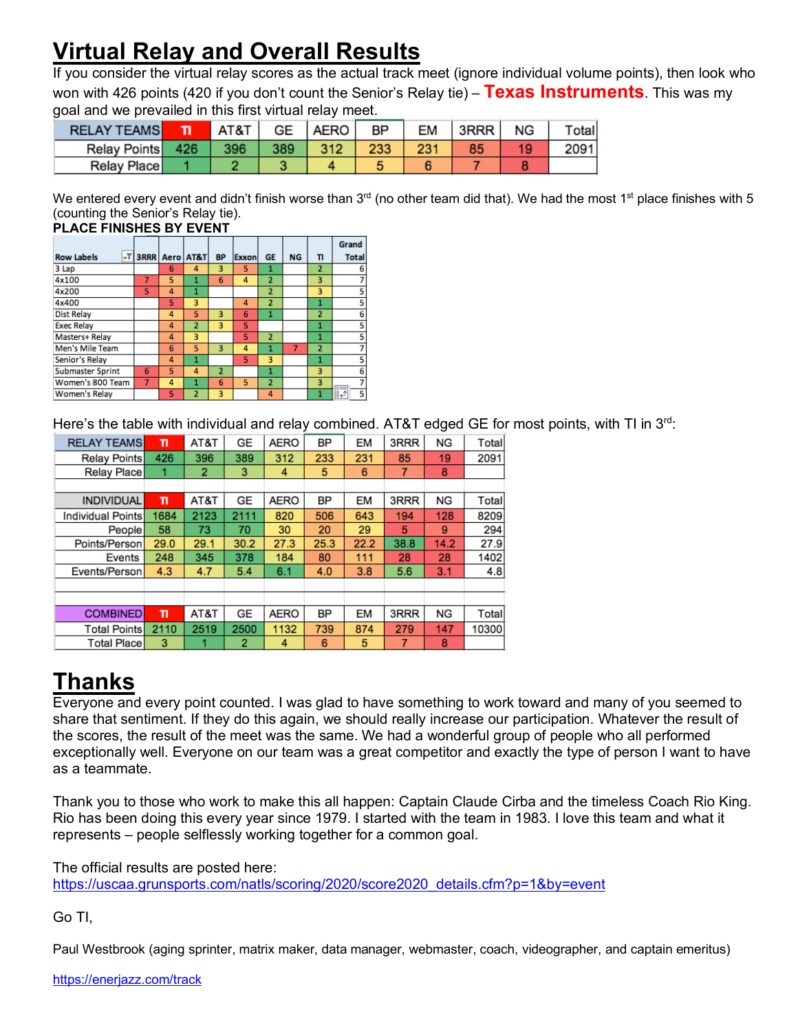# Virtual Relay and Overall Results

If you consider the virtual relay scores as the actual track meet (ignore individual volume points), then look who won with 426 points (420 if you don't count the Senior's Relay tie) – **Texas Instruments**. This was my goal and we prevailed in this first virtual relay meet.

| RELAY TEAMS | TI | AT&T | GE | AERO | BP | EM | 3RRR | NG | Total |
|---|---|---|---|---|---|---|---|---|---|
| Relay Points | 426 | 396 | 389 | 312 | 233 | 231 | 85 | 19 | 2091 |
| Relay Place | 1 | 2 | 3 | 4 | 5 | 6 | 7 | 8 | |

We entered every event and didn't finish worse than 3[rd] (no other team did that). We had the most 1[st] place finishes with 5 (counting the Senior's Relay tie).

**PLACE FINISHES BY EVENT**

| Row Labels | 3RRR | Aero | AT&T | BP | Exxon | GE | NG | TI | Grand Total |
|---|---|---|---|---|---|---|---|---|---|
| 3 Lap | | 6 | 4 | 3 | 5 | 1 | | 2 | 6 |
| 4x100 | 7 | 5 | 1 | 6 | 4 | 2 | | 3 | 7 |
| 4x200 | 5 | 4 | 1 | | | 2 | | 3 | 5 |
| 4x400 | | 5 | 3 | | 4 | 2 | | 1 | 5 |
| Dist Relay | | 4 | 5 | 3 | 6 | 1 | | 2 | 6 |
| Exec Relay | | 4 | 2 | 3 | 5 | | | 1 | 5 |
| Masters+ Relay | | 4 | 3 | | 5 | 2 | | 1 | 5 |
| Men's Mile Team | | 6 | 5 | 3 | 4 | 1 | 7 | 2 | 7 |
| Senior's Relay | | 4 | 1 | | 5 | 3 | | 1 | 5 |
| Submaster Sprint | 6 | 5 | 4 | 2 | | 1 | | 3 | 6 |
| Women's 800 Team | 7 | 4 | 1 | 6 | 5 | 2 | | 3 | 7 |
| Women's Relay | | 5 | 2 | 3 | | 4 | | 1 | 5 |

Here's the table with individual and relay combined. AT&T edged GE for most points, with TI in 3[rd]:

| RELAY TEAMS | TI | AT&T | GE | AERO | BP | EM | 3RRR | NG | Total |
|---|---|---|---|---|---|---|---|---|---|
| Relay Points | 426 | 396 | 389 | 312 | 233 | 231 | 85 | 19 | 2091 |
| Relay Place | 1 | 2 | 3 | 4 | 5 | 6 | 7 | 8 | |
| | | | | | | | | | |
| **INDIVIDUAL** | **TI** | **AT&T** | **GE** | **AERO** | **BP** | **EM** | **3RRR** | **NG** | **Total** |
| Individual Points | 1684 | 2123 | 2111 | 820 | 506 | 643 | 194 | 128 | 8209 |
| People | 58 | 73 | 70 | 30 | 20 | 29 | 5 | 9 | 294 |
| Points/Person | 29.0 | 29.1 | 30.2 | 27.3 | 25.3 | 22.2 | 38.8 | 14.2 | 27.9 |
| Events | 248 | 345 | 378 | 184 | 80 | 111 | 28 | 28 | 1402 |
| Events/Person | 4.3 | 4.7 | 5.4 | 6.1 | 4.0 | 3.8 | 5.6 | 3.1 | 4.8 |
| | | | | | | | | | |
| **COMBINED** | **TI** | **AT&T** | **GE** | **AERO** | **BP** | **EM** | **3RRR** | **NG** | **Total** |
| Total Points | 2110 | 2519 | 2500 | 1132 | 739 | 874 | 279 | 147 | 10300 |
| Total Place | 3 | 1 | 2 | 4 | 6 | 5 | 7 | 8 | |

# Thanks

Everyone and every point counted. I was glad to have something to work toward and many of you seemed to share that sentiment. If they do this again, we should really increase our participation. Whatever the result of the scores, the result of the meet was the same. We had a wonderful group of people who all performed exceptionally well. Everyone on our team was a great competitor and exactly the type of person I want to have as a teammate.

Thank you to those who work to make this all happen: Captain Claude Cirba and the timeless Coach Rio King. Rio has been doing this every year since 1979. I started with the team in 1983. I love this team and what it represents – people selflessly working together for a common goal.

The official results are posted here:
https://uscaa.grunsports.com/natls/scoring/2020/score2020_details.cfm?p=1&by=event

Go TI,

Paul Westbrook (aging sprinter, matrix maker, data manager, webmaster, coach, videographer, and captain emeritus)

https://enerjazz.com/track